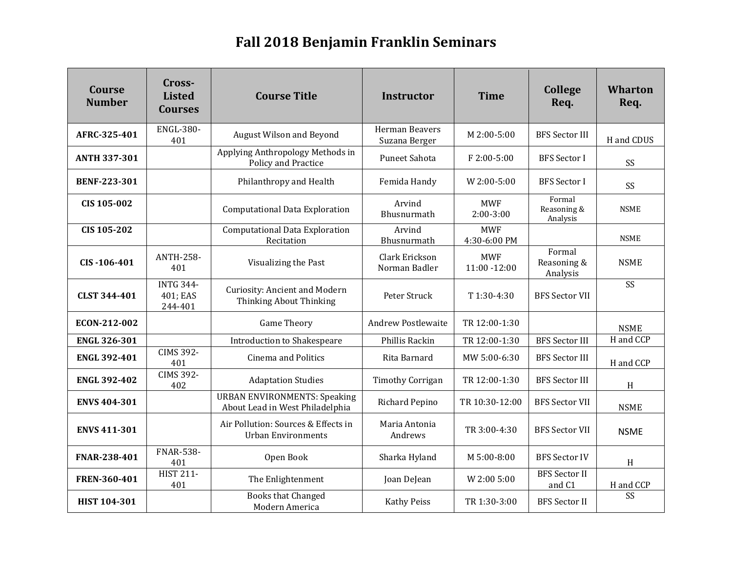# Fall 2018 Benjamin Franklin Seminars

| Course Number | Cross-Listed Courses | Course Title | Instructor | Time | College Req. | Wharton Req. |
|---|---|---|---|---|---|---|
| **AFRC-325-401** | ENGL-380-401 | August Wilson and Beyond | Herman Beavers Suzana Berger | M 2:00-5:00 | BFS Sector III | H and CDUS |
| **ANTH 337-301** | | Applying Anthropology Methods in Policy and Practice | Puneet Sahota | F 2:00-5:00 | BFS Sector I | SS |
| **BENF-223-301** | | Philanthropy and Health | Femida Handy | W 2:00-5:00 | BFS Sector I | SS |
| **CIS 105-002** | | Computational Data Exploration | Arvind Bhusnurmath | MWF 2:00-3:00 | Formal Reasoning & Analysis | NSME |
| **CIS 105-202** | | Computational Data Exploration Recitation | Arvind Bhusnurmath | MWF 4:30-6:00 PM | | NSME |
| **CIS -106-401** | ANTH-258-401 | Visualizing the Past | Clark Erickson Norman Badler | MWF 11:00 -12:00 | Formal Reasoning & Analysis | NSME |
| **CLST 344-401** | INTG 344-401; EAS 244-401 | Curiosity: Ancient and Modern Thinking About Thinking | Peter Struck | T 1:30-4:30 | BFS Sector VII | SS |
| **ECON-212-002** | | Game Theory | Andrew Postlewaite | TR 12:00-1:30 | | NSME |
| **ENGL 326-301** | | Introduction to Shakespeare | Phillis Rackin | TR 12:00-1:30 | BFS Sector III | H and CCP |
| **ENGL 392-401** | CIMS 392-401 | Cinema and Politics | Rita Barnard | MW 5:00-6:30 | BFS Sector III | H and CCP |
| **ENGL 392-402** | CIMS 392-402 | Adaptation Studies | Timothy Corrigan | TR 12:00-1:30 | BFS Sector III | H |
| **ENVS 404-301** | | URBAN ENVIRONMENTS: Speaking About Lead in West Philadelphia | Richard Pepino | TR 10:30-12:00 | BFS Sector VII | NSME |
| **ENVS 411-301** | | Air Pollution: Sources & Effects in Urban Environments | Maria Antonia Andrews | TR 3:00-4:30 | BFS Sector VII | NSME |
| **FNAR-238-401** | FNAR-538-401 | Open Book | Sharka Hyland | M 5:00-8:00 | BFS Sector IV | H |
| **FREN-360-401** | HIST 211-401 | The Enlightenment | Joan DeJean | W 2:00 5:00 | BFS Sector II and C1 | H and CCP |
| **HIST 104-301** | | Books that Changed Modern America | Kathy Peiss | TR 1:30-3:00 | BFS Sector II | SS |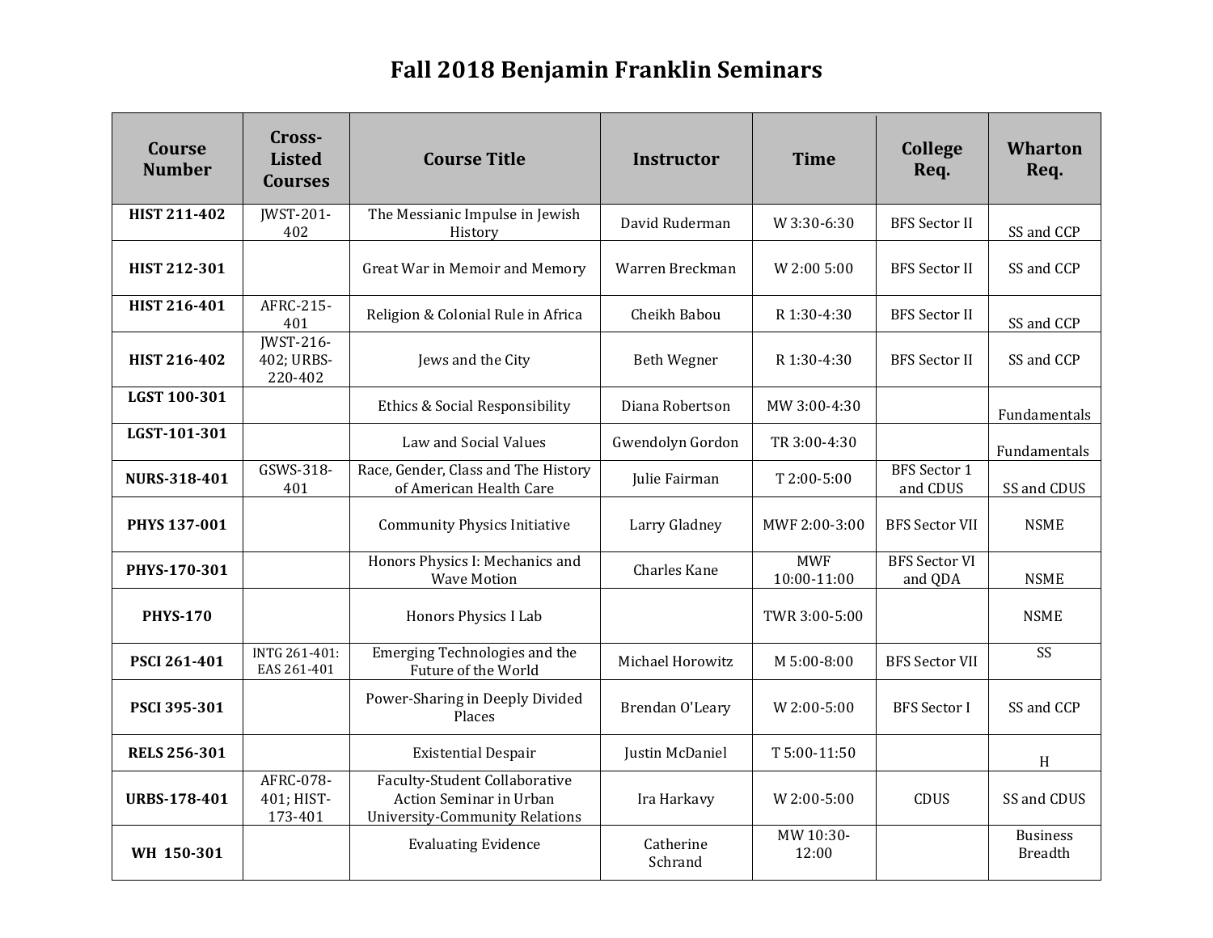# Fall 2018 Benjamin Franklin Seminars

| Course Number | Cross-Listed Courses | Course Title | Instructor | Time | College Req. | Wharton Req. |
|---|---|---|---|---|---|---|
| **HIST 211-402** | JWST-201-402 | The Messianic Impulse in Jewish History | David Ruderman | W 3:30-6:30 | BFS Sector II | SS and CCP |
| **HIST 212-301** | | Great War in Memoir and Memory | Warren Breckman | W 2:00 5:00 | BFS Sector II | SS and CCP |
| **HIST 216-401** | AFRC-215-401 | Religion & Colonial Rule in Africa | Cheikh Babou | R 1:30-4:30 | BFS Sector II | SS and CCP |
| **HIST 216-402** | JWST-216-402; URBS-220-402 | Jews and the City | Beth Wegner | R 1:30-4:30 | BFS Sector II | SS and CCP |
| **LGST 100-301** | | Ethics & Social Responsibility | Diana Robertson | MW 3:00-4:30 | | Fundamentals |
| **LGST-101-301** | | Law and Social Values | Gwendolyn Gordon | TR 3:00-4:30 | | Fundamentals |
| **NURS-318-401** | GSWS-318-401 | Race, Gender, Class and The History of American Health Care | Julie Fairman | T 2:00-5:00 | BFS Sector 1 and CDUS | SS and CDUS |
| **PHYS 137-001** | | Community Physics Initiative | Larry Gladney | MWF 2:00-3:00 | BFS Sector VII | NSME |
| **PHYS-170-301** | | Honors Physics I: Mechanics and Wave Motion | Charles Kane | MWF 10:00-11:00 | BFS Sector VI and QDA | NSME |
| **PHYS-170** | | Honors Physics I Lab | | TWR 3:00-5:00 | | NSME |
| **PSCI 261-401** | INTG 261-401: EAS 261-401 | Emerging Technologies and the Future of the World | Michael Horowitz | M 5:00-8:00 | BFS Sector VII | SS |
| **PSCI 395-301** | | Power-Sharing in Deeply Divided Places | Brendan O'Leary | W 2:00-5:00 | BFS Sector I | SS and CCP |
| **RELS 256-301** | | Existential Despair | Justin McDaniel | T 5:00-11:50 | | H |
| **URBS-178-401** | AFRC-078-401; HIST-173-401 | Faculty-Student Collaborative Action Seminar in Urban University-Community Relations | Ira Harkavy | W 2:00-5:00 | CDUS | SS and CDUS |
| **WH 150-301** | | Evaluating Evidence | Catherine Schrand | MW 10:30-12:00 | | Business Breadth |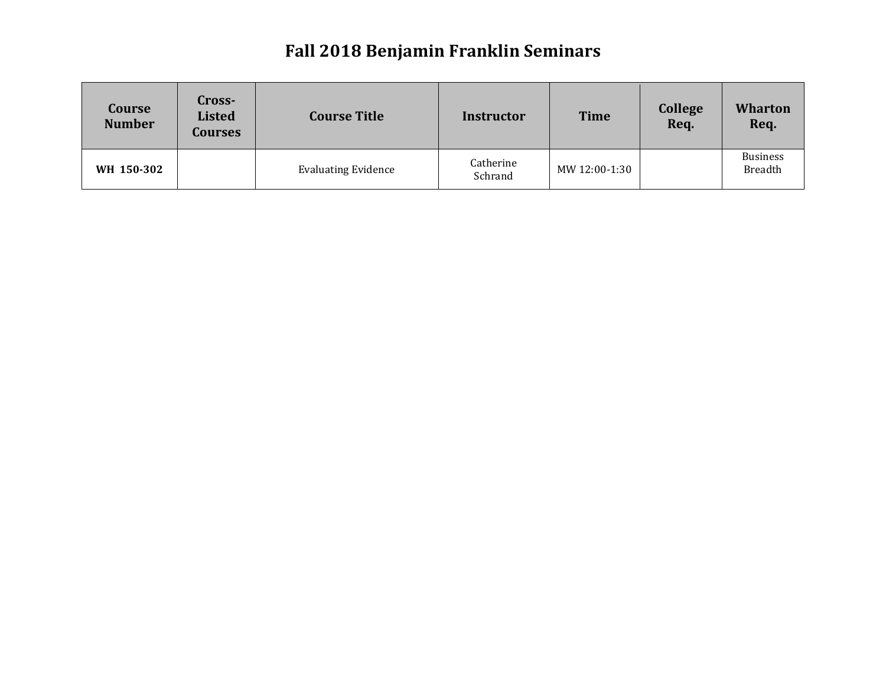# Fall 2018 Benjamin Franklin Seminars

| Course Number | Cross-Listed Courses | Course Title | Instructor | Time | College Req. | Wharton Req. |
|---|---|---|---|---|---|---|
| **WH 150-302** | | Evaluating Evidence | Catherine Schrand | MW 12:00-1:30 | | Business Breadth |